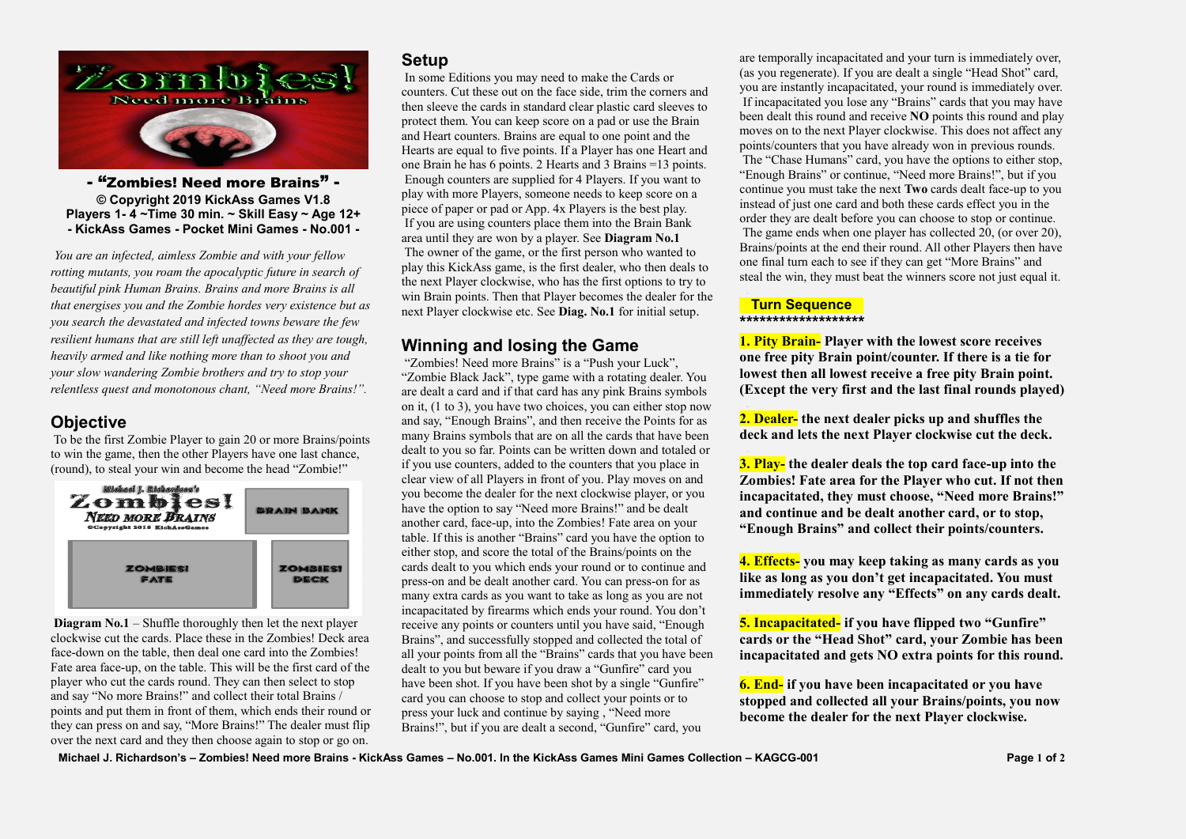**- "Zombies! Need more Brains" -**
**© Copyright 2019 KickAss Games V1.8**
**Players 1- 4 ~Time 30 min. ~ Skill Easy ~ Age 12+**
**- KickAss Games - Pocket Mini Games - No.001 -**

*You are an infected, aimless Zombie and with your fellow rotting mutants, you roam the apocalyptic future in search of beautiful pink Human Brains. Brains and more Brains is all that energises you and the Zombie hordes very existence but as you search the devastated and infected towns beware the few resilient humans that are still left unaffected as they are tough, heavily armed and like nothing more than to shoot you and your slow wandering Zombie brothers and try to stop your relentless quest and monotonous chant, "Need more Brains!".*

## Objective

To be the first Zombie Player to gain 20 or more Brains/points to win the game, then the other Players have one last chance, (round), to steal your win and become the head "Zombie!"

**Diagram No.1** – Shuffle thoroughly then let the next player clockwise cut the cards. Place these in the Zombies! Deck area face-down on the table, then deal one card into the Zombies! Fate area face-up, on the table. This will be the first card of the player who cut the cards round. They can then select to stop and say "No more Brains!" and collect their total Brains / points and put them in front of them, which ends their round or they can press on and say, "More Brains!" The dealer must flip over the next card and they then choose again to stop or go on.

## Setup

In some Editions you may need to make the Cards or counters. Cut these out on the face side, trim the corners and then sleeve the cards in standard clear plastic card sleeves to protect them. You can keep score on a pad or use the Brain and Heart counters. Brains are equal to one point and the Hearts are equal to five points. If a Player has one Heart and one Brain he has 6 points. 2 Hearts and 3 Brains =13 points.

Enough counters are supplied for 4 Players. If you want to play with more Players, someone needs to keep score on a piece of paper or pad or App. 4x Players is the best play.

If you are using counters place them into the Brain Bank area until they are won by a player. See **Diagram No.1**

The owner of the game, or the first person who wanted to play this KickAss game, is the first dealer, who then deals to the next Player clockwise, who has the first options to try to win Brain points. Then that Player becomes the dealer for the next Player clockwise etc. See **Diag. No.1** for initial setup.

## Winning and losing the Game

"Zombies! Need more Brains" is a "Push your Luck", "Zombie Black Jack", type game with a rotating dealer. You are dealt a card and if that card has any pink Brains symbols on it, (1 to 3), you have two choices, you can either stop now and say, "Enough Brains", and then receive the Points for as many Brains symbols that are on all the cards that have been dealt to you so far. Points can be written down and totaled or if you use counters, added to the counters that you place in clear view of all Players in front of you. Play moves on and you become the dealer for the next clockwise player, or you have the option to say "Need more Brains!" and be dealt another card, face-up, into the Zombies! Fate area on your table. If this is another "Brains" card you have the option to either stop, and score the total of the Brains/points on the cards dealt to you which ends your round or to continue and press-on and be dealt another card. You can press-on for as many extra cards as you want to take as long as you are not incapacitated by firearms which ends your round. You don't receive any points or counters until you have said, "Enough Brains", and successfully stopped and collected the total of all your points from all the "Brains" cards that you have been dealt to you but beware if you draw a "Gunfire" card you have been shot. If you have been shot by a single "Gunfire" card you can choose to stop and collect your points or to press your luck and continue by saying , "Need more Brains!", but if you are dealt a second, "Gunfire" card, you are temporally incapacitated and your turn is immediately over, (as you regenerate). If you are dealt a single "Head Shot" card, you are instantly incapacitated, your round is immediately over.

If incapacitated you lose any "Brains" cards that you may have been dealt this round and receive **NO** points this round and play moves on to the next Player clockwise. This does not affect any points/counters that you have already won in previous rounds.

The "Chase Humans" card, you have the options to either stop, "Enough Brains" or continue, "Need more Brains!", but if you continue you must take the next **Two** cards dealt face-up to you instead of just one card and both these cards effect you in the order they are dealt before you can choose to stop or continue.

The game ends when one player has collected 20, (or over 20), Brains/points at the end their round. All other Players then have one final turn each to see if they can get "More Brains" and steal the win, they must beat the winners score not just equal it.

### Turn Sequence

*******************

**1. Pity Brain- Player with the lowest score receives one free pity Brain point/counter. If there is a tie for lowest then all lowest receive a free pity Brain point. (Except the very first and the last final rounds played)**

**2. Dealer- the next dealer picks up and shuffles the deck and lets the next Player clockwise cut the deck.**

**3. Play- the dealer deals the top card face-up into the Zombies! Fate area for the Player who cut. If not then incapacitated, they must choose, "Need more Brains!" and continue and be dealt another card, or to stop, "Enough Brains" and collect their points/counters.**

**4. Effects- you may keep taking as many cards as you like as long as you don't get incapacitated. You must immediately resolve any "Effects" on any cards dealt.**

**5. Incapacitated- if you have flipped two "Gunfire" cards or the "Head Shot" card, your Zombie has been incapacitated and gets NO extra points for this round.**

**6. End- if you have been incapacitated or you have stopped and collected all your Brains/points, you now become the dealer for the next Player clockwise.**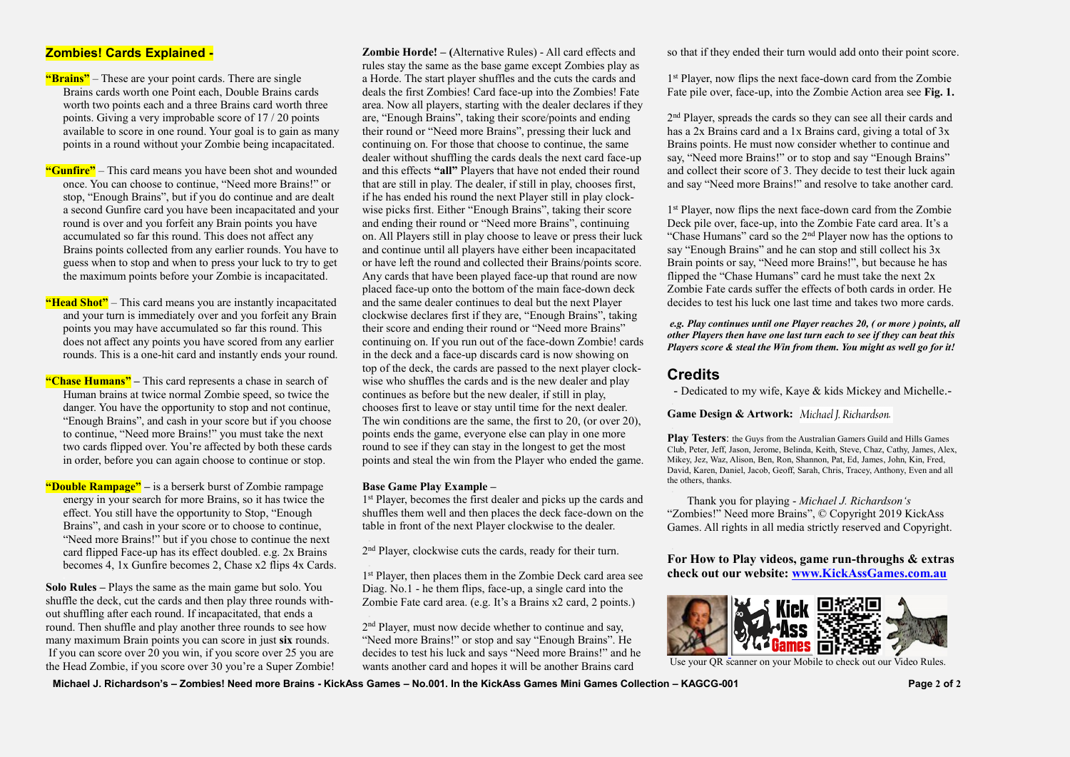## Zombies! Cards Explained -

**"Brains"** – These are your point cards. There are single Brains cards worth one Point each, Double Brains cards worth two points each and a three Brains card worth three points. Giving a very improbable score of 17 / 20 points available to score in one round. Your goal is to gain as many points in a round without your Zombie being incapacitated.

**"Gunfire"** – This card means you have been shot and wounded once. You can choose to continue, "Need more Brains!" or stop, "Enough Brains", but if you do continue and are dealt a second Gunfire card you have been incapacitated and your round is over and you forfeit any Brain points you have accumulated so far this round. This does not affect any Brains points collected from any earlier rounds. You have to guess when to stop and when to press your luck to try to get the maximum points before your Zombie is incapacitated.

**"Head Shot"** – This card means you are instantly incapacitated and your turn is immediately over and you forfeit any Brain points you may have accumulated so far this round. This does not affect any points you have scored from any earlier rounds. This is a one-hit card and instantly ends your round.

**"Chase Humans"** – This card represents a chase in search of Human brains at twice normal Zombie speed, so twice the danger. You have the opportunity to stop and not continue, "Enough Brains", and cash in your score but if you choose to continue, "Need more Brains!" you must take the next two cards flipped over. You're affected by both these cards in order, before you can again choose to continue or stop.

**"Double Rampage"** – is a berserk burst of Zombie rampage energy in your search for more Brains, so it has twice the effect. You still have the opportunity to Stop, "Enough Brains", and cash in your score or to choose to continue, "Need more Brains!" but if you chose to continue the next card flipped Face-up has its effect doubled. e.g. 2x Brains becomes 4, 1x Gunfire becomes 2, Chase x2 flips 4x Cards.

**Solo Rules** – Plays the same as the main game but solo. You shuffle the deck, cut the cards and then play three rounds without shuffling after each round. If incapacitated, that ends a round. Then shuffle and play another three rounds to see how many maximum Brain points you can score in just **six** rounds. If you can score over 20 you win, if you score over 25 you are the Head Zombie, if you score over 30 you're a Super Zombie!

**Zombie Horde! – (**Alternative Rules) - All card effects and rules stay the same as the base game except Zombies play as a Horde. The start player shuffles and the cuts the cards and deals the first Zombies! Card face-up into the Zombies! Fate area. Now all players, starting with the dealer declares if they are, "Enough Brains", taking their score/points and ending their round or "Need more Brains", pressing their luck and continuing on. For those that choose to continue, the same dealer without shuffling the cards deals the next card face-up and this effects **"all"** Players that have not ended their round that are still in play. The dealer, if still in play, chooses first, if he has ended his round the next Player still in play clockwise picks first. Either "Enough Brains", taking their score and ending their round and "Need more Brains", continuing on. All Players still in play choose to leave or press their luck and continue until all players have either been incapacitated or have left the round and collected their Brains/points score. Any cards that have been played face-up that round are now placed face-up onto the bottom of the main face-down deck and the same dealer continues to deal but the next Player clockwise declares first if they are, "Enough Brains", taking their score and ending their round or "Need more Brains" continuing on. If you run out of the face-down Zombie! cards in the deck and a face-up discards card is now showing on top of the deck, the cards are passed to the next player clockwise who shuffles the cards and is the new dealer and play continues as before but the new dealer, if still in play, chooses first to leave or stay until time for the next dealer. The win conditions are the same, the first to 20, (or over 20), points ends the game, everyone else can play in one more round to see if they can stay in the longest to get the most points and steal the win from the Player who ended the game.

**Base Game Play Example –**

1st Player, becomes the first dealer and picks up the cards and shuffles them well and then places the deck face-down on the table in front of the next Player clockwise to the dealer.

2nd Player, clockwise cuts the cards, ready for their turn.

1st Player, then places them in the Zombie Deck card area see Diag. No.1 - he them flips, face-up, a single card into the Zombie Fate card area. (e.g. It's a Brains x2 card, 2 points.)

2nd Player, must now decide whether to continue and say, "Need more Brains!" or stop and say "Enough Brains". He decides to test his luck and says "Need more Brains!" and he wants another card and hopes it will be another Brains card so that if they ended their turn would add onto their point score.

1st Player, now flips the next face-down card from the Zombie Fate pile over, face-up, into the Zombie Action area see **Fig. 1.**

2nd Player, spreads the cards so they can see all their cards and has a 2x Brains card and a 1x Brains card, giving a total of 3x Brains points. He must now consider whether to continue and say, "Need more Brains!" or to stop and say "Enough Brains" and collect their score of 3. They decide to test their luck again and say "Need more Brains!" and resolve to take another card.

1st Player, now flips the next face-down card from the Zombie Deck pile over, face-up, into the Zombie Fate card area. It's a "Chase Humans" card so the 2nd Player now has the options to say "Enough Brains" and he can stop and still collect his 3x Brain points or say, "Need more Brains!", but because he has flipped the "Chase Humans" card he must take the next 2x Zombie Fate cards suffer the effects of both cards in order. He decides to test his luck one last time and takes two more cards.

***e.g. Play continues until one Player reaches 20, ( or more ) points, all other Players then have one last turn each to see if they can beat this Players score & steal the Win from them. You might as well go for it!***

## Credits

- Dedicated to my wife, Kaye & kids Mickey and Michelle.-

**Game Design & Artwork:** *Michael J. Richardson.*

**Play Testers**: the Guys from the Australian Gamers Guild and Hills Games Club, Peter, Jeff, Jason, Jerome, Belinda, Keith, Steve, Chaz, Cathy, James, Alex, Mikey, Jez, Waz, Alison, Ben, Ron, Shannon, Pat, Ed, James, John, Kin, Fred, David, Karen, Daniel, Jacob, Geoff, Sarah, Chris, Tracey, Anthony, Even and all the others, thanks.

Thank you for playing - *Michael J. Richardson's* "Zombies!" Need more Brains", © Copyright 2019 KickAss Games. All rights in all media strictly reserved and Copyright.

**For How to Play videos, game run-throughs & extras check out our website: www.KickAssGames.com.au**

Use your QR scanner on your Mobile to check out our Video Rules.